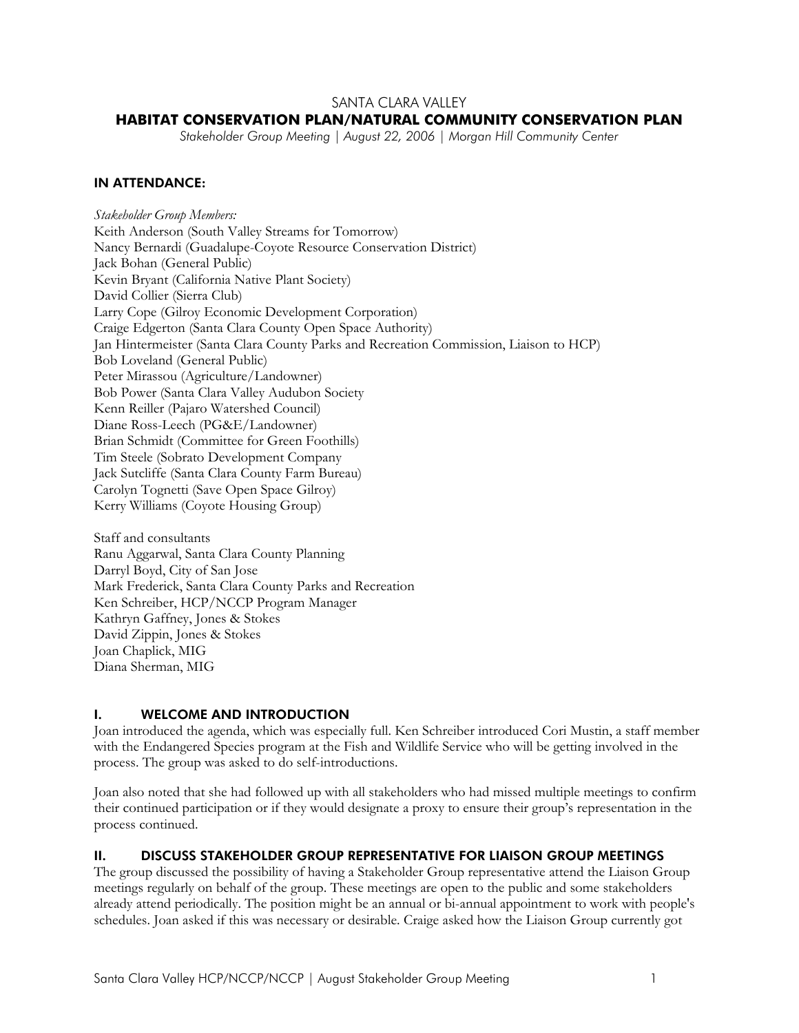SANTA CLARA VALLEY

# HABITAT CONSERVATION PLAN/NATURAL COMMUNITY CONSERVATION PLAN

*Stakeholder Group Meeting | August 22, 2006 | Morgan Hill Community Center*

## IN ATTENDANCE:

*Stakeholder Group Members:*
Keith Anderson (South Valley Streams for Tomorrow)
Nancy Bernardi (Guadalupe-Coyote Resource Conservation District)
Jack Bohan (General Public)
Kevin Bryant (California Native Plant Society)
David Collier (Sierra Club)
Larry Cope (Gilroy Economic Development Corporation)
Craige Edgerton (Santa Clara County Open Space Authority)
Jan Hintermeister (Santa Clara County Parks and Recreation Commission, Liaison to HCP)
Bob Loveland (General Public)
Peter Mirassou (Agriculture/Landowner)
Bob Power (Santa Clara Valley Audubon Society
Kenn Reiller (Pajaro Watershed Council)
Diane Ross-Leech (PG&E/Landowner)
Brian Schmidt (Committee for Green Foothills)
Tim Steele (Sobrato Development Company
Jack Sutcliffe (Santa Clara County Farm Bureau)
Carolyn Tognetti (Save Open Space Gilroy)
Kerry Williams (Coyote Housing Group)

Staff and consultants
Ranu Aggarwal, Santa Clara County Planning
Darryl Boyd, City of San Jose
Mark Frederick, Santa Clara County Parks and Recreation
Ken Schreiber, HCP/NCCP Program Manager
Kathryn Gaffney, Jones & Stokes
David Zippin, Jones & Stokes
Joan Chaplick, MIG
Diana Sherman, MIG

## I. WELCOME AND INTRODUCTION

Joan introduced the agenda, which was especially full. Ken Schreiber introduced Cori Mustin, a staff member with the Endangered Species program at the Fish and Wildlife Service who will be getting involved in the process. The group was asked to do self-introductions.

Joan also noted that she had followed up with all stakeholders who had missed multiple meetings to confirm their continued participation or if they would designate a proxy to ensure their group's representation in the process continued.

## II. DISCUSS STAKEHOLDER GROUP REPRESENTATIVE FOR LIAISON GROUP MEETINGS

The group discussed the possibility of having a Stakeholder Group representative attend the Liaison Group meetings regularly on behalf of the group. These meetings are open to the public and some stakeholders already attend periodically. The position might be an annual or bi-annual appointment to work with people's schedules. Joan asked if this was necessary or desirable. Craige asked how the Liaison Group currently got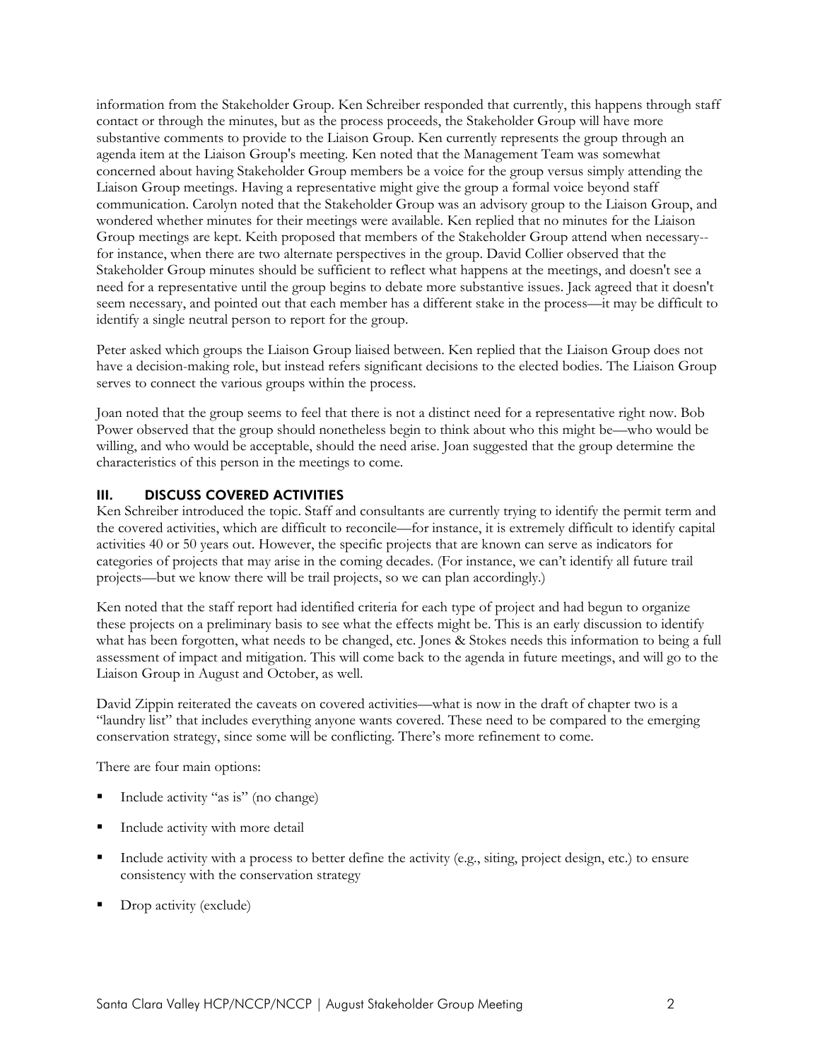information from the Stakeholder Group. Ken Schreiber responded that currently, this happens through staff contact or through the minutes, but as the process proceeds, the Stakeholder Group will have more substantive comments to provide to the Liaison Group. Ken currently represents the group through an agenda item at the Liaison Group's meeting. Ken noted that the Management Team was somewhat concerned about having Stakeholder Group members be a voice for the group versus simply attending the Liaison Group meetings. Having a representative might give the group a formal voice beyond staff communication. Carolyn noted that the Stakeholder Group was an advisory group to the Liaison Group, and wondered whether minutes for their meetings were available. Ken replied that no minutes for the Liaison Group meetings are kept. Keith proposed that members of the Stakeholder Group attend when necessary--for instance, when there are two alternate perspectives in the group. David Collier observed that the Stakeholder Group minutes should be sufficient to reflect what happens at the meetings, and doesn't see a need for a representative until the group begins to debate more substantive issues. Jack agreed that it doesn't seem necessary, and pointed out that each member has a different stake in the process—it may be difficult to identify a single neutral person to report for the group.

Peter asked which groups the Liaison Group liaised between. Ken replied that the Liaison Group does not have a decision-making role, but instead refers significant decisions to the elected bodies. The Liaison Group serves to connect the various groups within the process.

Joan noted that the group seems to feel that there is not a distinct need for a representative right now. Bob Power observed that the group should nonetheless begin to think about who this might be—who would be willing, and who would be acceptable, should the need arise. Joan suggested that the group determine the characteristics of this person in the meetings to come.

## III. DISCUSS COVERED ACTIVITIES

Ken Schreiber introduced the topic. Staff and consultants are currently trying to identify the permit term and the covered activities, which are difficult to reconcile—for instance, it is extremely difficult to identify capital activities 40 or 50 years out. However, the specific projects that are known can serve as indicators for categories of projects that may arise in the coming decades. (For instance, we can't identify all future trail projects—but we know there will be trail projects, so we can plan accordingly.)

Ken noted that the staff report had identified criteria for each type of project and had begun to organize these projects on a preliminary basis to see what the effects might be. This is an early discussion to identify what has been forgotten, what needs to be changed, etc. Jones & Stokes needs this information to being a full assessment of impact and mitigation. This will come back to the agenda in future meetings, and will go to the Liaison Group in August and October, as well.

David Zippin reiterated the caveats on covered activities—what is now in the draft of chapter two is a "laundry list" that includes everything anyone wants covered. These need to be compared to the emerging conservation strategy, since some will be conflicting. There's more refinement to come.

There are four main options:

- Include activity "as is" (no change)
- Include activity with more detail
- Include activity with a process to better define the activity (e.g., siting, project design, etc.) to ensure consistency with the conservation strategy
- Drop activity (exclude)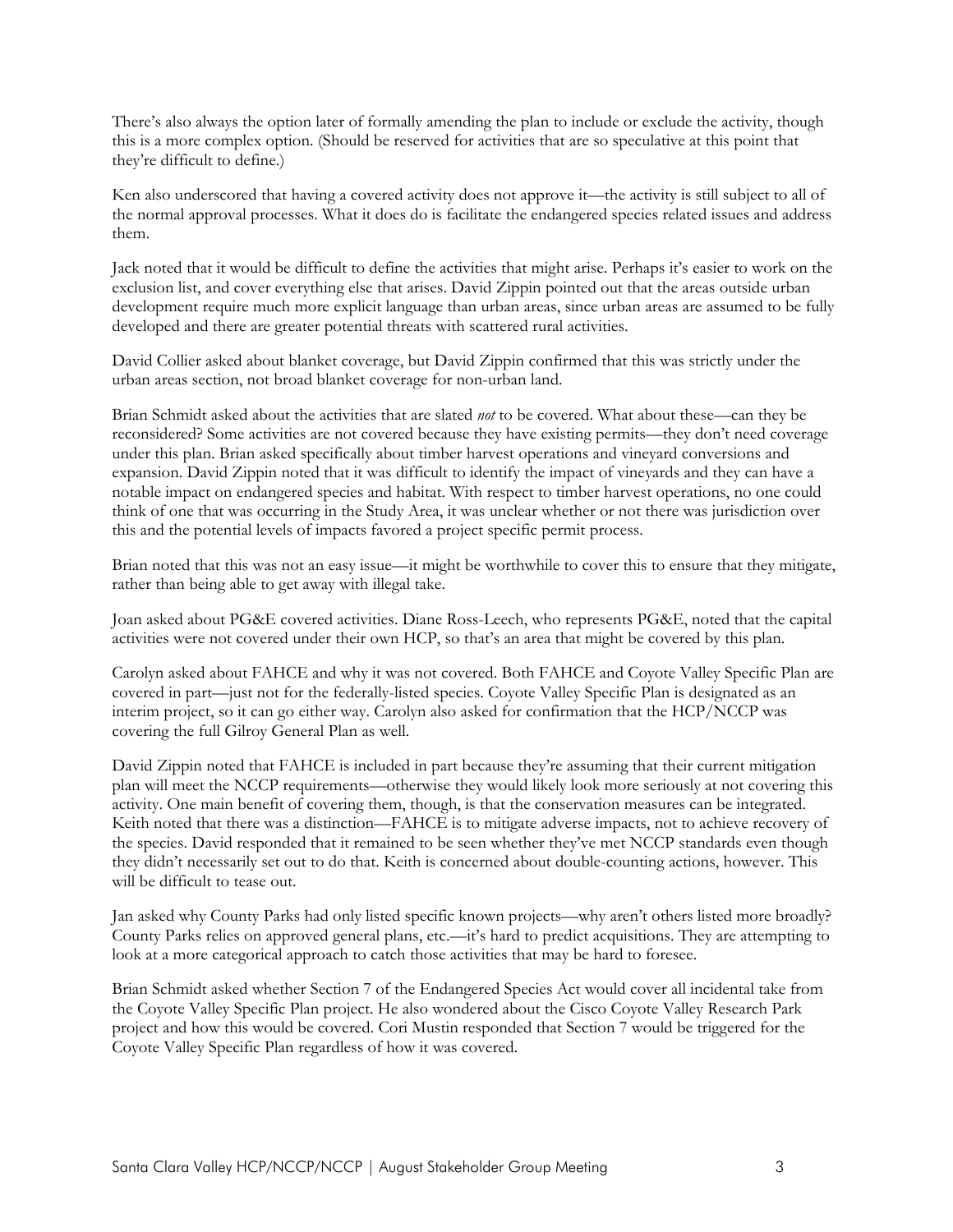There's also always the option later of formally amending the plan to include or exclude the activity, though this is a more complex option. (Should be reserved for activities that are so speculative at this point that they're difficult to define.)

Ken also underscored that having a covered activity does not approve it—the activity is still subject to all of the normal approval processes. What it does do is facilitate the endangered species related issues and address them.

Jack noted that it would be difficult to define the activities that might arise. Perhaps it's easier to work on the exclusion list, and cover everything else that arises. David Zippin pointed out that the areas outside urban development require much more explicit language than urban areas, since urban areas are assumed to be fully developed and there are greater potential threats with scattered rural activities.

David Collier asked about blanket coverage, but David Zippin confirmed that this was strictly under the urban areas section, not broad blanket coverage for non-urban land.

Brian Schmidt asked about the activities that are slated *not* to be covered. What about these—can they be reconsidered? Some activities are not covered because they have existing permits—they don't need coverage under this plan. Brian asked specifically about timber harvest operations and vineyard conversions and expansion. David Zippin noted that it was difficult to identify the impact of vineyards and they can have a notable impact on endangered species and habitat. With respect to timber harvest operations, no one could think of one that was occurring in the Study Area, it was unclear whether or not there was jurisdiction over this and the potential levels of impacts favored a project specific permit process.

Brian noted that this was not an easy issue—it might be worthwhile to cover this to ensure that they mitigate, rather than being able to get away with illegal take.

Joan asked about PG&E covered activities. Diane Ross-Leech, who represents PG&E, noted that the capital activities were not covered under their own HCP, so that's an area that might be covered by this plan.

Carolyn asked about FAHCE and why it was not covered. Both FAHCE and Coyote Valley Specific Plan are covered in part—just not for the federally-listed species. Coyote Valley Specific Plan is designated as an interim project, so it can go either way. Carolyn also asked for confirmation that the HCP/NCCP was covering the full Gilroy General Plan as well.

David Zippin noted that FAHCE is included in part because they're assuming that their current mitigation plan will meet the NCCP requirements—otherwise they would likely look more seriously at not covering this activity. One main benefit of covering them, though, is that the conservation measures can be integrated. Keith noted that there was a distinction—FAHCE is to mitigate adverse impacts, not to achieve recovery of the species. David responded that it remained to be seen whether they've met NCCP standards even though they didn't necessarily set out to do that. Keith is concerned about double-counting actions, however. This will be difficult to tease out.

Jan asked why County Parks had only listed specific known projects—why aren't others listed more broadly? County Parks relies on approved general plans, etc.—it's hard to predict acquisitions. They are attempting to look at a more categorical approach to catch those activities that may be hard to foresee.

Brian Schmidt asked whether Section 7 of the Endangered Species Act would cover all incidental take from the Coyote Valley Specific Plan project. He also wondered about the Cisco Coyote Valley Research Park project and how this would be covered. Cori Mustin responded that Section 7 would be triggered for the Coyote Valley Specific Plan regardless of how it was covered.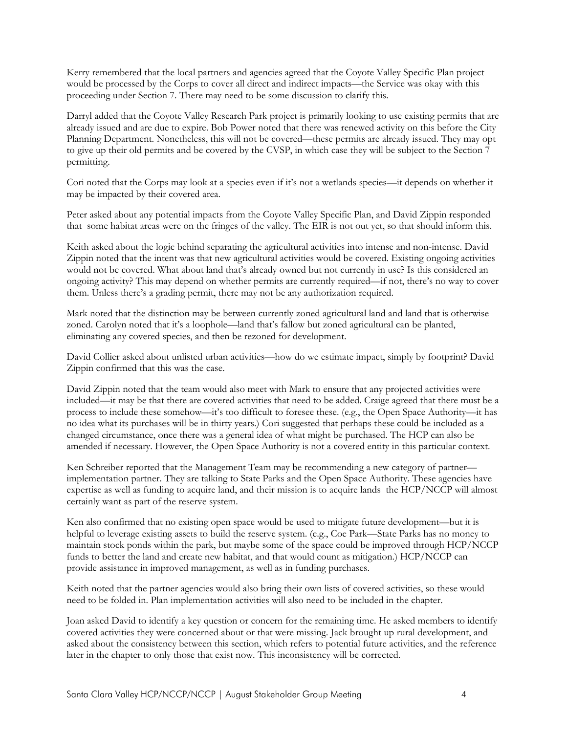Kerry remembered that the local partners and agencies agreed that the Coyote Valley Specific Plan project would be processed by the Corps to cover all direct and indirect impacts—the Service was okay with this proceeding under Section 7. There may need to be some discussion to clarify this.

Darryl added that the Coyote Valley Research Park project is primarily looking to use existing permits that are already issued and are due to expire. Bob Power noted that there was renewed activity on this before the City Planning Department. Nonetheless, this will not be covered—these permits are already issued. They may opt to give up their old permits and be covered by the CVSP, in which case they will be subject to the Section 7 permitting.

Cori noted that the Corps may look at a species even if it's not a wetlands species—it depends on whether it may be impacted by their covered area.

Peter asked about any potential impacts from the Coyote Valley Specific Plan, and David Zippin responded that some habitat areas were on the fringes of the valley. The EIR is not out yet, so that should inform this.

Keith asked about the logic behind separating the agricultural activities into intense and non-intense. David Zippin noted that the intent was that new agricultural activities would be covered. Existing ongoing activities would not be covered. What about land that's already owned but not currently in use? Is this considered an ongoing activity? This may depend on whether permits are currently required—if not, there's no way to cover them. Unless there's a grading permit, there may not be any authorization required.

Mark noted that the distinction may be between currently zoned agricultural land and land that is otherwise zoned. Carolyn noted that it's a loophole—land that's fallow but zoned agricultural can be planted, eliminating any covered species, and then be rezoned for development.

David Collier asked about unlisted urban activities—how do we estimate impact, simply by footprint? David Zippin confirmed that this was the case.

David Zippin noted that the team would also meet with Mark to ensure that any projected activities were included—it may be that there are covered activities that need to be added. Craige agreed that there must be a process to include these somehow—it's too difficult to foresee these. (e.g., the Open Space Authority—it has no idea what its purchases will be in thirty years.) Cori suggested that perhaps these could be included as a changed circumstance, once there was a general idea of what might be purchased. The HCP can also be amended if necessary. However, the Open Space Authority is not a covered entity in this particular context.

Ken Schreiber reported that the Management Team may be recommending a new category of partner—implementation partner. They are talking to State Parks and the Open Space Authority. These agencies have expertise as well as funding to acquire land, and their mission is to acquire lands the HCP/NCCP will almost certainly want as part of the reserve system.

Ken also confirmed that no existing open space would be used to mitigate future development—but it is helpful to leverage existing assets to build the reserve system. (e.g., Coe Park—State Parks has no money to maintain stock ponds within the park, but maybe some of the space could be improved through HCP/NCCP funds to better the land and create new habitat, and that would count as mitigation.) HCP/NCCP can provide assistance in improved management, as well as in funding purchases.

Keith noted that the partner agencies would also bring their own lists of covered activities, so these would need to be folded in. Plan implementation activities will also need to be included in the chapter.

Joan asked David to identify a key question or concern for the remaining time. He asked members to identify covered activities they were concerned about or that were missing. Jack brought up rural development, and asked about the consistency between this section, which refers to potential future activities, and the reference later in the chapter to only those that exist now. This inconsistency will be corrected.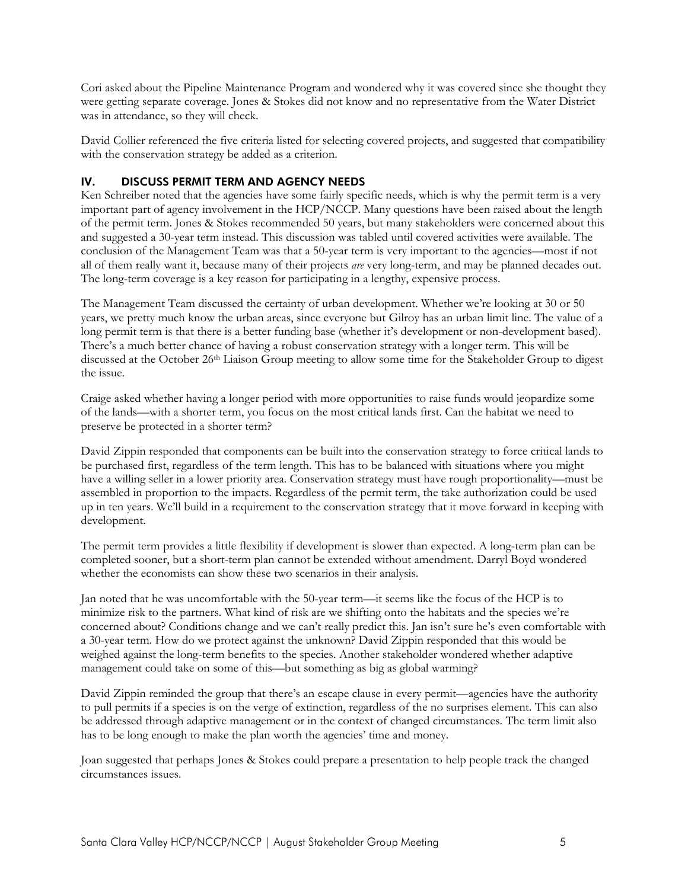Cori asked about the Pipeline Maintenance Program and wondered why it was covered since she thought they were getting separate coverage. Jones & Stokes did not know and no representative from the Water District was in attendance, so they will check.

David Collier referenced the five criteria listed for selecting covered projects, and suggested that compatibility with the conservation strategy be added as a criterion.

## IV. DISCUSS PERMIT TERM AND AGENCY NEEDS

Ken Schreiber noted that the agencies have some fairly specific needs, which is why the permit term is a very important part of agency involvement in the HCP/NCCP. Many questions have been raised about the length of the permit term. Jones & Stokes recommended 50 years, but many stakeholders were concerned about this and suggested a 30-year term instead. This discussion was tabled until covered activities were available. The conclusion of the Management Team was that a 50-year term is very important to the agencies—most if not all of them really want it, because many of their projects *are* very long-term, and may be planned decades out. The long-term coverage is a key reason for participating in a lengthy, expensive process.

The Management Team discussed the certainty of urban development. Whether we're looking at 30 or 50 years, we pretty much know the urban areas, since everyone but Gilroy has an urban limit line. The value of a long permit term is that there is a better funding base (whether it's development or non-development based). There's a much better chance of having a robust conservation strategy with a longer term. This will be discussed at the October 26th Liaison Group meeting to allow some time for the Stakeholder Group to digest the issue.

Craige asked whether having a longer period with more opportunities to raise funds would jeopardize some of the lands—with a shorter term, you focus on the most critical lands first. Can the habitat we need to preserve be protected in a shorter term?

David Zippin responded that components can be built into the conservation strategy to force critical lands to be purchased first, regardless of the term length. This has to be balanced with situations where you might have a willing seller in a lower priority area. Conservation strategy must have rough proportionality—must be assembled in proportion to the impacts. Regardless of the permit term, the take authorization could be used up in ten years. We'll build in a requirement to the conservation strategy that it move forward in keeping with development.

The permit term provides a little flexibility if development is slower than expected. A long-term plan can be completed sooner, but a short-term plan cannot be extended without amendment. Darryl Boyd wondered whether the economists can show these two scenarios in their analysis.

Jan noted that he was uncomfortable with the 50-year term—it seems like the focus of the HCP is to minimize risk to the partners. What kind of risk are we shifting onto the habitats and the species we're concerned about? Conditions change and we can't really predict this. Jan isn't sure he's even comfortable with a 30-year term. How do we protect against the unknown? David Zippin responded that this would be weighed against the long-term benefits to the species. Another stakeholder wondered whether adaptive management could take on some of this—but something as big as global warming?

David Zippin reminded the group that there's an escape clause in every permit—agencies have the authority to pull permits if a species is on the verge of extinction, regardless of the no surprises element. This can also be addressed through adaptive management or in the context of changed circumstances. The term limit also has to be long enough to make the plan worth the agencies' time and money.

Joan suggested that perhaps Jones & Stokes could prepare a presentation to help people track the changed circumstances issues.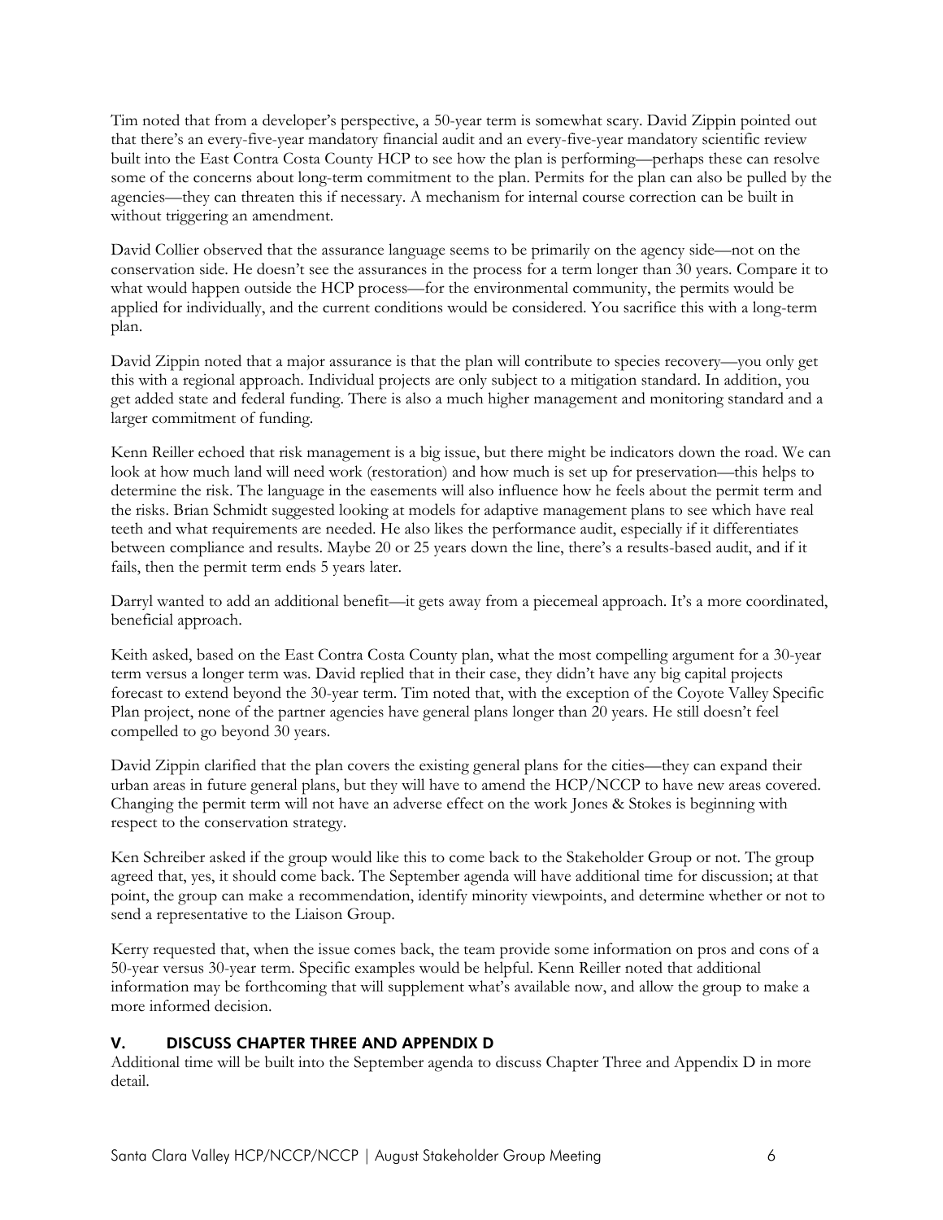Tim noted that from a developer's perspective, a 50-year term is somewhat scary. David Zippin pointed out that there's an every-five-year mandatory financial audit and an every-five-year mandatory scientific review built into the East Contra Costa County HCP to see how the plan is performing—perhaps these can resolve some of the concerns about long-term commitment to the plan. Permits for the plan can also be pulled by the agencies—they can threaten this if necessary. A mechanism for internal course correction can be built in without triggering an amendment.

David Collier observed that the assurance language seems to be primarily on the agency side—not on the conservation side. He doesn't see the assurances in the process for a term longer than 30 years. Compare it to what would happen outside the HCP process—for the environmental community, the permits would be applied for individually, and the current conditions would be considered. You sacrifice this with a long-term plan.

David Zippin noted that a major assurance is that the plan will contribute to species recovery—you only get this with a regional approach. Individual projects are only subject to a mitigation standard. In addition, you get added state and federal funding. There is also a much higher management and monitoring standard and a larger commitment of funding.

Kenn Reiller echoed that risk management is a big issue, but there might be indicators down the road. We can look at how much land will need work (restoration) and how much is set up for preservation—this helps to determine the risk. The language in the easements will also influence how he feels about the permit term and the risks. Brian Schmidt suggested looking at models for adaptive management plans to see which have real teeth and what requirements are needed. He also likes the performance audit, especially if it differentiates between compliance and results. Maybe 20 or 25 years down the line, there's a results-based audit, and if it fails, then the permit term ends 5 years later.

Darryl wanted to add an additional benefit—it gets away from a piecemeal approach. It's a more coordinated, beneficial approach.

Keith asked, based on the East Contra Costa County plan, what the most compelling argument for a 30-year term versus a longer term was. David replied that in their case, they didn't have any big capital projects forecast to extend beyond the 30-year term. Tim noted that, with the exception of the Coyote Valley Specific Plan project, none of the partner agencies have general plans longer than 20 years. He still doesn't feel compelled to go beyond 30 years.

David Zippin clarified that the plan covers the existing general plans for the cities—they can expand their urban areas in future general plans, but they will have to amend the HCP/NCCP to have new areas covered. Changing the permit term will not have an adverse effect on the work Jones & Stokes is beginning with respect to the conservation strategy.

Ken Schreiber asked if the group would like this to come back to the Stakeholder Group or not. The group agreed that, yes, it should come back. The September agenda will have additional time for discussion; at that point, the group can make a recommendation, identify minority viewpoints, and determine whether or not to send a representative to the Liaison Group.

Kerry requested that, when the issue comes back, the team provide some information on pros and cons of a 50-year versus 30-year term. Specific examples would be helpful. Kenn Reiller noted that additional information may be forthcoming that will supplement what's available now, and allow the group to make a more informed decision.

## V. DISCUSS CHAPTER THREE AND APPENDIX D

Additional time will be built into the September agenda to discuss Chapter Three and Appendix D in more detail.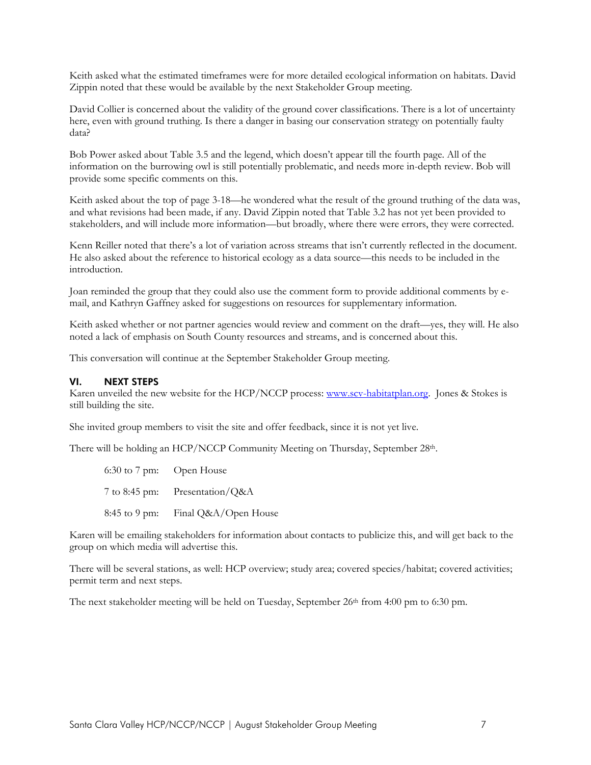Keith asked what the estimated timeframes were for more detailed ecological information on habitats. David Zippin noted that these would be available by the next Stakeholder Group meeting.

David Collier is concerned about the validity of the ground cover classifications. There is a lot of uncertainty here, even with ground truthing. Is there a danger in basing our conservation strategy on potentially faulty data?

Bob Power asked about Table 3.5 and the legend, which doesn't appear till the fourth page. All of the information on the burrowing owl is still potentially problematic, and needs more in-depth review. Bob will provide some specific comments on this.

Keith asked about the top of page 3-18—he wondered what the result of the ground truthing of the data was, and what revisions had been made, if any. David Zippin noted that Table 3.2 has not yet been provided to stakeholders, and will include more information—but broadly, where there were errors, they were corrected.

Kenn Reiller noted that there's a lot of variation across streams that isn't currently reflected in the document. He also asked about the reference to historical ecology as a data source—this needs to be included in the introduction.

Joan reminded the group that they could also use the comment form to provide additional comments by e-mail, and Kathryn Gaffney asked for suggestions on resources for supplementary information.

Keith asked whether or not partner agencies would review and comment on the draft—yes, they will. He also noted a lack of emphasis on South County resources and streams, and is concerned about this.

This conversation will continue at the September Stakeholder Group meeting.

## VI. NEXT STEPS

Karen unveiled the new website for the HCP/NCCP process: [www.scv-habitatplan.org](www.scv-habitatplan.org). Jones & Stokes is still building the site.

She invited group members to visit the site and offer feedback, since it is not yet live.

There will be holding an HCP/NCCP Community Meeting on Thursday, September 28th.

6:30 to 7 pm: Open House

7 to 8:45 pm: Presentation/Q&A

8:45 to 9 pm: Final Q&A/Open House

Karen will be emailing stakeholders for information about contacts to publicize this, and will get back to the group on which media will advertise this.

There will be several stations, as well: HCP overview; study area; covered species/habitat; covered activities; permit term and next steps.

The next stakeholder meeting will be held on Tuesday, September 26th from 4:00 pm to 6:30 pm.